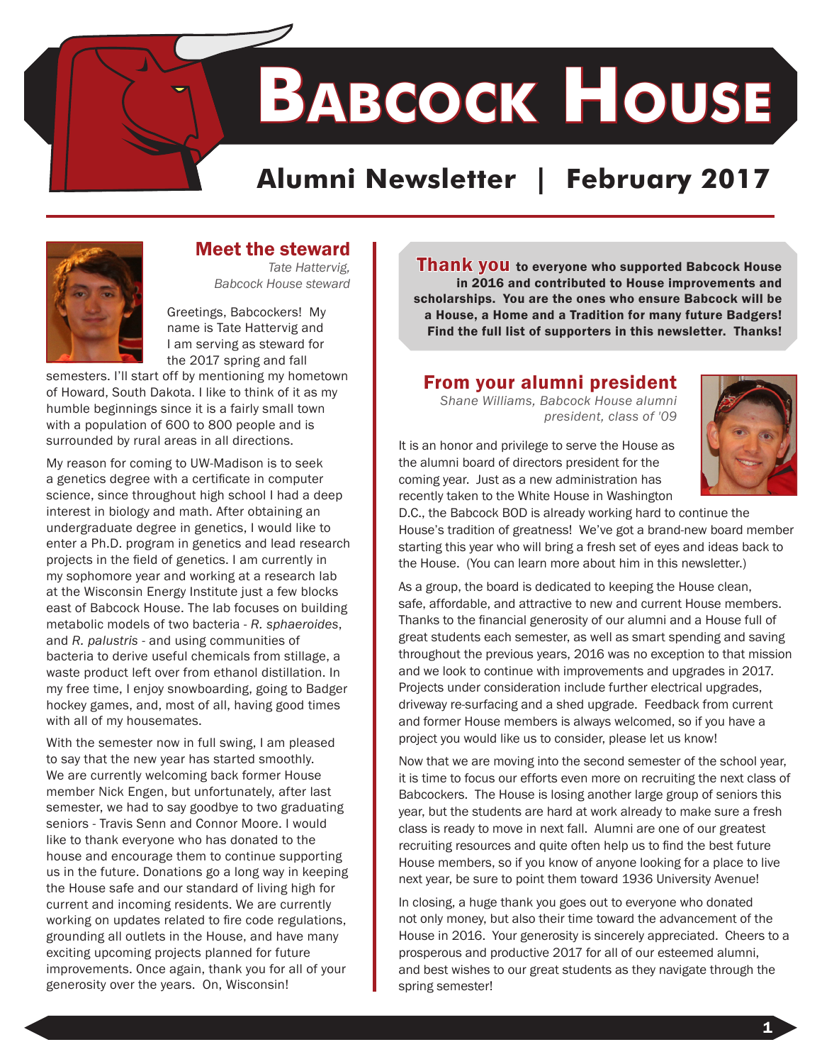# Babcock House

## Alumni Newsletter | February 2017

### Meet the steward

*Tate Hattervig, Babcock House steward*

Greetings, Babcockers! My name is Tate Hattervig and I am serving as steward for the 2017 spring and fall semesters. I'll start off by mentioning my hometown of Howard, South Dakota. I like to think of it as my humble beginnings since it is a fairly small town with a population of 600 to 800 people and is surrounded by rural areas in all directions.

My reason for coming to UW-Madison is to seek a genetics degree with a certificate in computer science, since throughout high school I had a deep interest in biology and math. After obtaining an undergraduate degree in genetics, I would like to enter a Ph.D. program in genetics and lead research projects in the field of genetics. I am currently in my sophomore year and working at a research lab at the Wisconsin Energy Institute just a few blocks east of Babcock House. The lab focuses on building metabolic models of two bacteria - *R. sphaeroides*, and *R. palustris* - and using communities of bacteria to derive useful chemicals from stillage, a waste product left over from ethanol distillation. In my free time, I enjoy snowboarding, going to Badger hockey games, and, most of all, having good times with all of my housemates.

With the semester now in full swing, I am pleased to say that the new year has started smoothly. We are currently welcoming back former House member Nick Engen, but unfortunately, after last semester, we had to say goodbye to two graduating seniors - Travis Senn and Connor Moore. I would like to thank everyone who has donated to the house and encourage them to continue supporting us in the future. Donations go a long way in keeping the House safe and our standard of living high for current and incoming residents. We are currently working on updates related to fire code regulations, grounding all outlets in the House, and have many exciting upcoming projects planned for future improvements. Once again, thank you for all of your generosity over the years. On, Wisconsin!

**Thank you to everyone who supported Babcock House in 2016 and contributed to House improvements and scholarships. You are the ones who ensure Babcock will be a House, a Home and a Tradition for many future Badgers! Find the full list of supporters in this newsletter. Thanks!**

### From your alumni president

*Shane Williams, Babcock House alumni president, class of '09*

It is an honor and privilege to serve the House as the alumni board of directors president for the coming year. Just as a new administration has recently taken to the White House in Washington D.C., the Babcock BOD is already working hard to continue the House's tradition of greatness! We've got a brand-new board member starting this year who will bring a fresh set of eyes and ideas back to the House. (You can learn more about him in this newsletter.)

As a group, the board is dedicated to keeping the House clean, safe, affordable, and attractive to new and current House members. Thanks to the financial generosity of our alumni and a House full of great students each semester, as well as smart spending and saving throughout the previous years, 2016 was no exception to that mission and we look to continue with improvements and upgrades in 2017. Projects under consideration include further electrical upgrades, driveway re-surfacing and a shed upgrade. Feedback from current and former House members is always welcomed, so if you have a project you would like us to consider, please let us know!

Now that we are moving into the second semester of the school year, it is time to focus our efforts even more on recruiting the next class of Babcockers. The House is losing another large group of seniors this year, but the students are hard at work already to make sure a fresh class is ready to move in next fall. Alumni are one of our greatest recruiting resources and quite often help us to find the best future House members, so if you know of anyone looking for a place to live next year, be sure to point them toward 1936 University Avenue!

In closing, a huge thank you goes out to everyone who donated not only money, but also their time toward the advancement of the House in 2016. Your generosity is sincerely appreciated. Cheers to a prosperous and productive 2017 for all of our esteemed alumni, and best wishes to our great students as they navigate through the spring semester!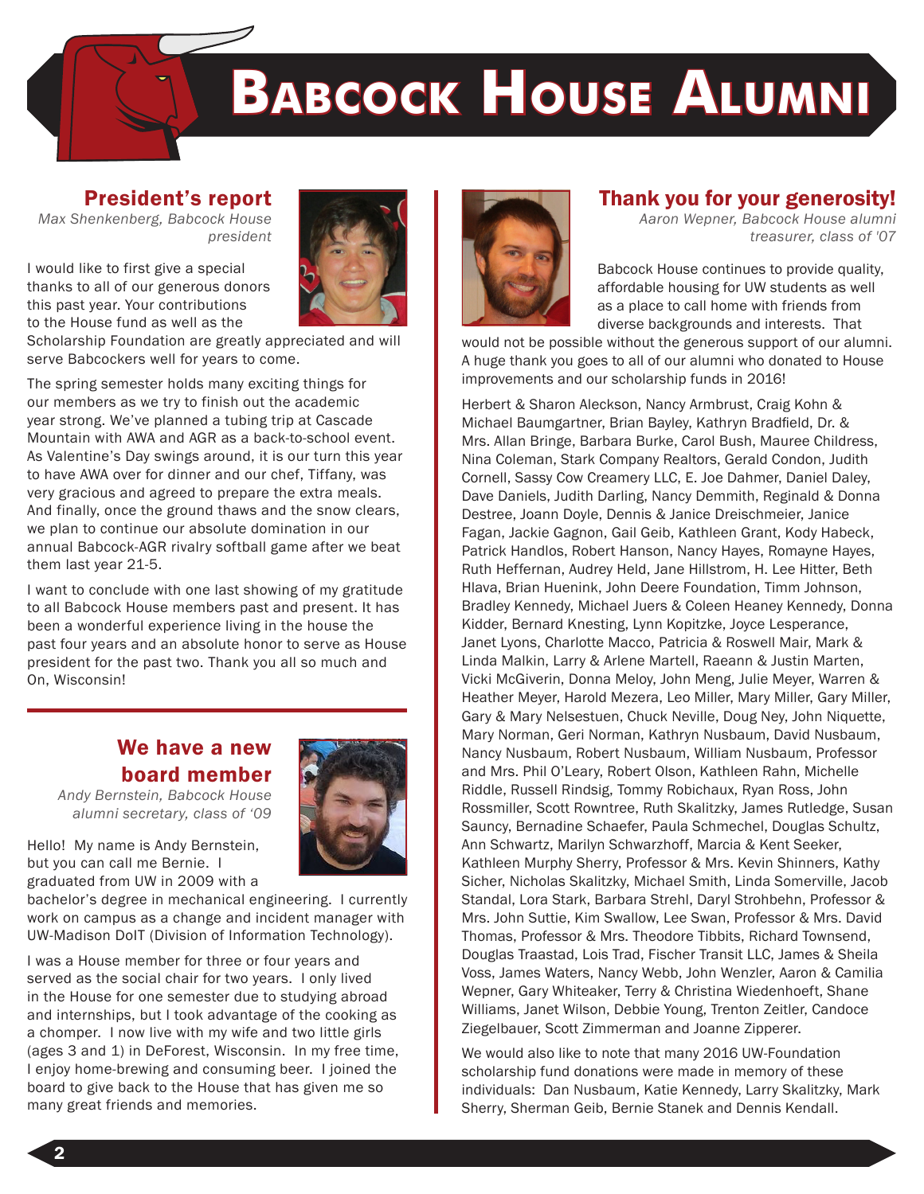# Babcock House Alumni

## President's report

*Max Shenkenberg, Babcock House president*

I would like to first give a special thanks to all of our generous donors this past year. Your contributions to the House fund as well as the Scholarship Foundation are greatly appreciated and will serve Babcockers well for years to come.

The spring semester holds many exciting things for our members as we try to finish out the academic year strong. We've planned a tubing trip at Cascade Mountain with AWA and AGR as a back-to-school event. As Valentine's Day swings around, it is our turn this year to have AWA over for dinner and our chef, Tiffany, was very gracious and agreed to prepare the extra meals. And finally, once the ground thaws and the snow clears, we plan to continue our absolute domination in our annual Babcock-AGR rivalry softball game after we beat them last year 21-5.

I want to conclude with one last showing of my gratitude to all Babcock House members past and present. It has been a wonderful experience living in the house the past four years and an absolute honor to serve as House president for the past two. Thank you all so much and On, Wisconsin!

## We have a new board member

*Andy Bernstein, Babcock House alumni secretary, class of '09*

Hello! My name is Andy Bernstein, but you can call me Bernie. I graduated from UW in 2009 with a bachelor's degree in mechanical engineering. I currently work on campus as a change and incident manager with UW-Madison DoIT (Division of Information Technology).

I was a House member for three or four years and served as the social chair for two years. I only lived in the House for one semester due to studying abroad and internships, but I took advantage of the cooking as a chomper. I now live with my wife and two little girls (ages 3 and 1) in DeForest, Wisconsin. In my free time, I enjoy home-brewing and consuming beer. I joined the board to give back to the House that has given me so many great friends and memories.

## Thank you for your generosity!

*Aaron Wepner, Babcock House alumni treasurer, class of '07*

Babcock House continues to provide quality, affordable housing for UW students as well as a place to call home with friends from diverse backgrounds and interests. That would not be possible without the generous support of our alumni. A huge thank you goes to all of our alumni who donated to House improvements and our scholarship funds in 2016!

Herbert & Sharon Aleckson, Nancy Armbrust, Craig Kohn & Michael Baumgartner, Brian Bayley, Kathryn Bradfield, Dr. & Mrs. Allan Bringe, Barbara Burke, Carol Bush, Mauree Childress, Nina Coleman, Stark Company Realtors, Gerald Condon, Judith Cornell, Sassy Cow Creamery LLC, E. Joe Dahmer, Daniel Daley, Dave Daniels, Judith Darling, Nancy Demmith, Reginald & Donna Destree, Joann Doyle, Dennis & Janice Dreischmeier, Janice Fagan, Jackie Gagnon, Gail Geib, Kathleen Grant, Kody Habeck, Patrick Handlos, Robert Hanson, Nancy Hayes, Romayne Hayes, Ruth Heffernan, Audrey Held, Jane Hillstrom, H. Lee Hitter, Beth Hlava, Brian Huenink, John Deere Foundation, Timm Johnson, Bradley Kennedy, Michael Juers & Coleen Heaney Kennedy, Donna Kidder, Bernard Knesting, Lynn Kopitzke, Joyce Lesperance, Janet Lyons, Charlotte Macco, Patricia & Roswell Mair, Mark & Linda Malkin, Larry & Arlene Martell, Raeann & Justin Marten, Vicki McGiverin, Donna Meloy, John Meng, Julie Meyer, Warren & Heather Meyer, Harold Mezera, Leo Miller, Mary Miller, Gary Miller, Gary & Mary Nelsestuen, Chuck Neville, Doug Ney, John Niquette, Mary Norman, Geri Norman, Kathryn Nusbaum, David Nusbaum, Nancy Nusbaum, Robert Nusbaum, William Nusbaum, Professor and Mrs. Phil O'Leary, Robert Olson, Kathleen Rahn, Michelle Riddle, Russell Rindsig, Tommy Robichaux, Ryan Ross, John Rossmiller, Scott Rowntree, Ruth Skalitzky, James Rutledge, Susan Saucy, Bernadine Schaefer, Paula Schmechel, Douglas Schultz, Ann Schwartz, Marilyn Schwarzhoff, Marcia & Kent Seeker, Kathleen Murphy Sherry, Professor & Mrs. Kevin Shinners, Kathy Sicher, Nicholas Skalitzky, Michael Smith, Linda Somerville, Jacob Standal, Lora Stark, Barbara Strehl, Daryl Strohbehn, Professor & Mrs. John Suttie, Kim Swallow, Lee Swan, Professor & Mrs. David Thomas, Professor & Mrs. Theodore Tibbits, Richard Townsend, Douglas Traastad, Lois Trad, Fischer Transit LLC, James & Sheila Voss, James Waters, Nancy Webb, John Wenzler, Aaron & Camilia Wepner, Gary Whiteaker, Terry & Christina Wiedenhoeft, Shane Williams, Janet Wilson, Debbie Young, Trenton Zeitler, Candoce Ziegelbauer, Scott Zimmerman and Joanne Zipperer.

We would also like to note that many 2016 UW-Foundation scholarship fund donations were made in memory of these individuals: Dan Nusbaum, Katie Kennedy, Larry Skalitzky, Mark Sherry, Sherman Geib, Bernie Stanek and Dennis Kendall.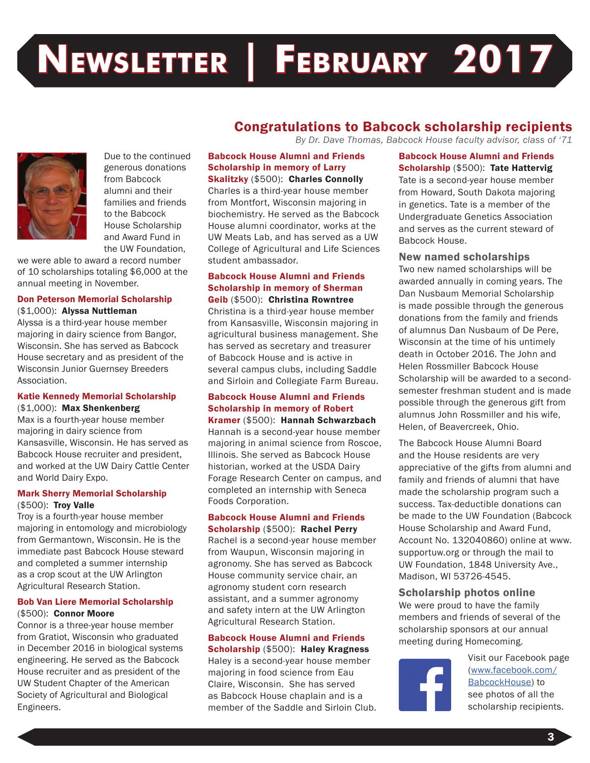# Newsletter | February 2017

## Congratulations to Babcock scholarship recipients

*By Dr. Dave Thomas, Babcock House faculty advisor, class of '71*

Due to the continued generous donations from Babcock alumni and their families and friends to the Babcock House Scholarship and Award Fund in the UW Foundation, we were able to award a record number of 10 scholarships totaling $6,000 at the annual meeting in November.

**Don Peterson Memorial Scholarship** ($1,000): **Alyssa Nuttleman**
Alyssa is a third-year house member majoring in dairy science from Bangor, Wisconsin. She has served as Babcock House secretary and as president of the Wisconsin Junior Guernsey Breeders Association.

**Katie Kennedy Memorial Scholarship** ($1,000): **Max Shenkenberg**
Max is a fourth-year house member majoring in dairy science from Kansasville, Wisconsin. He has served as Babcock House recruiter and president, and worked at the UW Dairy Cattle Center and World Dairy Expo.

**Mark Sherry Memorial Scholarship** ($500): **Troy Valle**
Troy is a fourth-year house member majoring in entomology and microbiology from Germantown, Wisconsin. He is the immediate past Babcock House steward and completed a summer internship as a crop scout at the UW Arlington Agricultural Research Station.

**Bob Van Liere Memorial Scholarship** ($500): **Connor Moore**
Connor is a three-year house member from Gratiot, Wisconsin who graduated in December 2016 in biological systems engineering. He served as the Babcock House recruiter and as president of the UW Student Chapter of the American Society of Agricultural and Biological Engineers.

**Babcock House Alumni and Friends Scholarship in memory of Larry Skalitzky** ($500): **Charles Connolly**
Charles is a third-year house member from Montfort, Wisconsin majoring in biochemistry. He served as the Babcock House alumni coordinator, works at the UW Meats Lab, and has served as a UW College of Agricultural and Life Sciences student ambassador.

**Babcock House Alumni and Friends Scholarship in memory of Sherman Geib** ($500): **Christina Rowntree**
Christina is a third-year house member from Kansasville, Wisconsin majoring in agricultural business management. She has served as secretary and treasurer of Babcock House and is active in several campus clubs, including Saddle and Sirloin and Collegiate Farm Bureau.

**Babcock House Alumni and Friends Scholarship in memory of Robert Kramer** ($500): **Hannah Schwarzbach**
Hannah is a second-year house member majoring in animal science from Roscoe, Illinois. She served as Babcock House historian, worked at the USDA Dairy Forage Research Center on campus, and completed an internship with Seneca Foods Corporation.

**Babcock House Alumni and Friends Scholarship** ($500): **Rachel Perry**
Rachel is a second-year house member from Waupun, Wisconsin majoring in agronomy. She has served as Babcock House community service chair, an agronomy student corn research assistant, and a summer agronomy and safety intern at the UW Arlington Agricultural Research Station.

**Babcock House Alumni and Friends Scholarship** ($500): **Haley Kragness**
Haley is a second-year house member majoring in food science from Eau Claire, Wisconsin. She has served as Babcock House chaplain and is a member of the Saddle and Sirloin Club.

**Babcock House Alumni and Friends Scholarship** ($500): **Tate Hattervig**
Tate is a second-year house member from Howard, South Dakota majoring in genetics. Tate is a member of the Undergraduate Genetics Association and serves as the current steward of Babcock House.

### New named scholarships

Two new named scholarships will be awarded annually in coming years. The Dan Nusbaum Memorial Scholarship is made possible through the generous donations from the family and friends of alumnus Dan Nusbaum of De Pere, Wisconsin at the time of his untimely death in October 2016. The John and Helen Rossmiller Babcock House Scholarship will be awarded to a second-semester freshman student and is made possible through the generous gift from alumnus John Rossmiller and his wife, Helen, of Beavercreek, Ohio.

The Babcock House Alumni Board and the House residents are very appreciative of the gifts from alumni and family and friends of alumni that have made the scholarship program such a success. Tax-deductible donations can be made to the UW Foundation (Babcock House Scholarship and Award Fund, Account No. 132040860) online at www.supportuw.org or through the mail to UW Foundation, 1848 University Ave., Madison, WI 53726-4545.

### Scholarship photos online

We were proud to have the family members and friends of several of the scholarship sponsors at our annual meeting during Homecoming.

Visit our Facebook page (www.facebook.com/BabcockHouse) to see photos of all the scholarship recipients.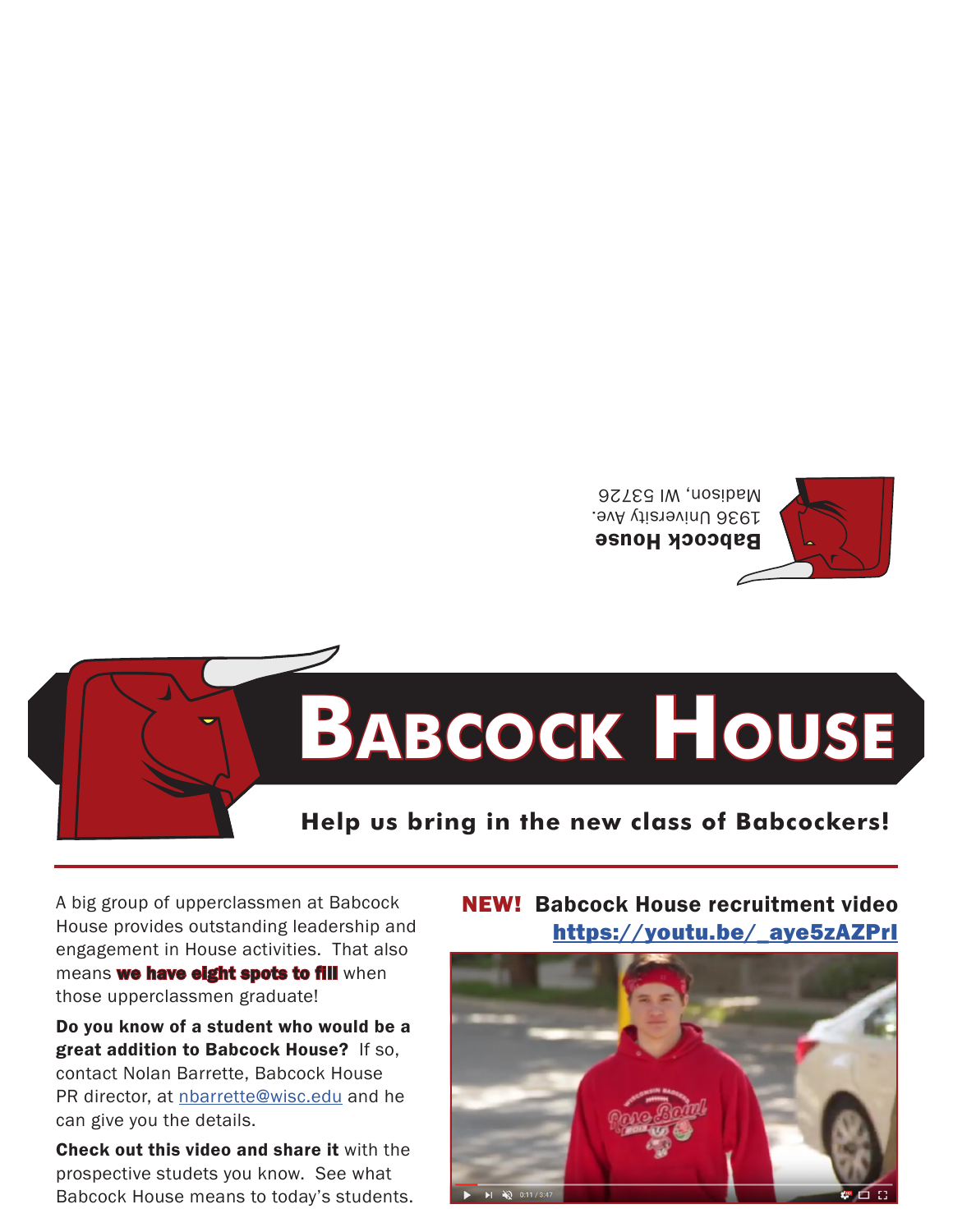Babcock House
1936 University Ave.
Madison, WI 53726

# Babcock House

**Help us bring in the new class of Babcockers!**

A big group of upperclassmen at Babcock House provides outstanding leadership and engagement in House activities. That also means **we have eight spots to fill** when those upperclassmen graduate!

**Do you know of a student who would be a great addition to Babcock House?** If so, contact Nolan Barrette, Babcock House PR director, at nbarrette@wisc.edu and he can give you the details.

**Check out this video and share it** with the prospective studets you know. See what Babcock House means to today's students.

## NEW! Babcock House recruitment video

https://youtu.be/_aye5zAZPrI